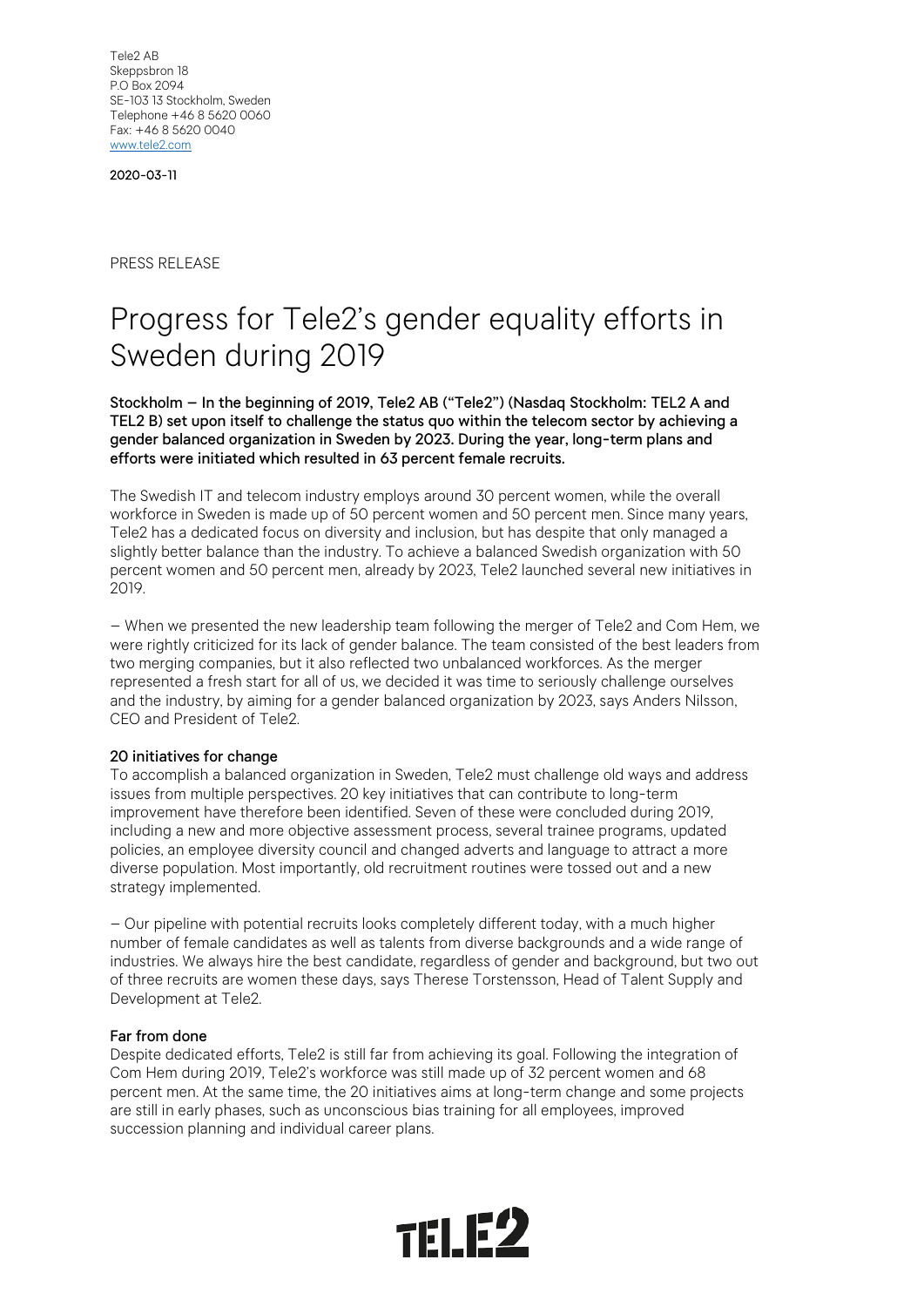Tele2 AB
Skeppsbron 18
P.O Box 2094
SE-103 13 Stockholm, Sweden
Telephone +46 8 5620 0060
Fax: +46 8 5620 0040
www.tele2.com

2020-03-11

PRESS RELEASE

# Progress for Tele2's gender equality efforts in Sweden during 2019

**Stockholm – In the beginning of 2019, Tele2 AB ("Tele2") (Nasdaq Stockholm: TEL2 A and TEL2 B) set upon itself to challenge the status quo within the telecom sector by achieving a gender balanced organization in Sweden by 2023. During the year, long-term plans and efforts were initiated which resulted in 63 percent female recruits.**

The Swedish IT and telecom industry employs around 30 percent women, while the overall workforce in Sweden is made up of 50 percent women and 50 percent men. Since many years, Tele2 has a dedicated focus on diversity and inclusion, but has despite that only managed a slightly better balance than the industry. To achieve a balanced Swedish organization with 50 percent women and 50 percent men, already by 2023, Tele2 launched several new initiatives in 2019.

– When we presented the new leadership team following the merger of Tele2 and Com Hem, we were rightly criticized for its lack of gender balance. The team consisted of the best leaders from two merging companies, but it also reflected two unbalanced workforces. As the merger represented a fresh start for all of us, we decided it was time to seriously challenge ourselves and the industry, by aiming for a gender balanced organization by 2023, says Anders Nilsson, CEO and President of Tele2.

**20 initiatives for change**

To accomplish a balanced organization in Sweden, Tele2 must challenge old ways and address issues from multiple perspectives. 20 key initiatives that can contribute to long-term improvement have therefore been identified. Seven of these were concluded during 2019, including a new and more objective assessment process, several trainee programs, updated policies, an employee diversity council and changed adverts and language to attract a more diverse population. Most importantly, old recruitment routines were tossed out and a new strategy implemented.

– Our pipeline with potential recruits looks completely different today, with a much higher number of female candidates as well as talents from diverse backgrounds and a wide range of industries. We always hire the best candidate, regardless of gender and background, but two out of three recruits are women these days, says Therese Torstensson, Head of Talent Supply and Development at Tele2.

**Far from done**

Despite dedicated efforts, Tele2 is still far from achieving its goal. Following the integration of Com Hem during 2019, Tele2's workforce was still made up of 32 percent women and 68 percent men. At the same time, the 20 initiatives aims at long-term change and some projects are still in early phases, such as unconscious bias training for all employees, improved succession planning and individual career plans.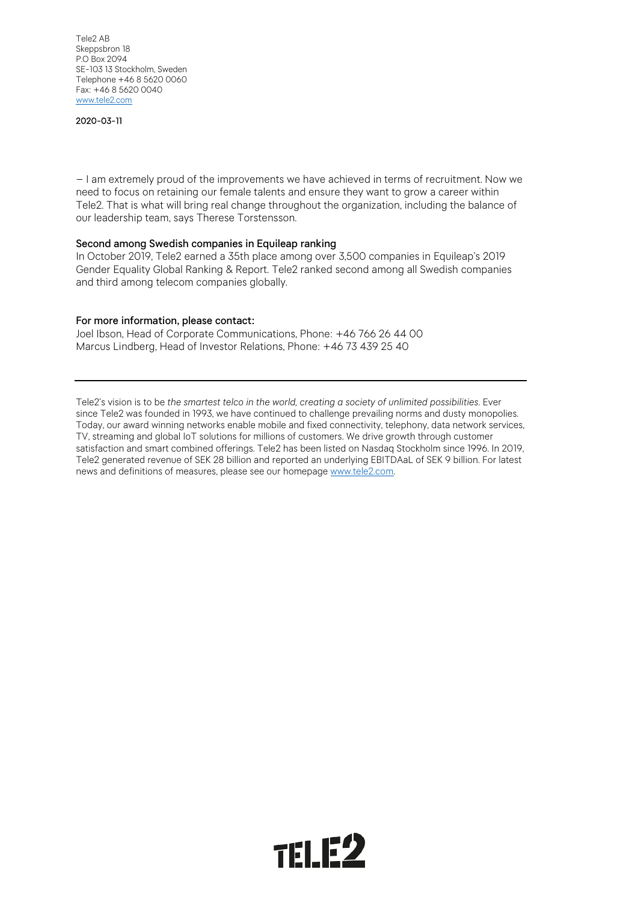Tele2 AB
Skeppsbron 18
P.O Box 2094
SE-103 13 Stockholm, Sweden
Telephone +46 8 5620 0060
Fax: +46 8 5620 0040
www.tele2.com

2020-03-11

– I am extremely proud of the improvements we have achieved in terms of recruitment. Now we need to focus on retaining our female talents and ensure they want to grow a career within Tele2. That is what will bring real change throughout the organization, including the balance of our leadership team, says Therese Torstensson.

### Second among Swedish companies in Equileap ranking

In October 2019, Tele2 earned a 35th place among over 3,500 companies in Equileap's 2019 Gender Equality Global Ranking & Report. Tele2 ranked second among all Swedish companies and third among telecom companies globally.

### For more information, please contact:

Joel Ibson, Head of Corporate Communications, Phone: +46 766 26 44 00
Marcus Lindberg, Head of Investor Relations, Phone: +46 73 439 25 40

---

Tele2's vision is to be *the smartest telco in the world, creating a society of unlimited possibilities*. Ever since Tele2 was founded in 1993, we have continued to challenge prevailing norms and dusty monopolies. Today, our award winning networks enable mobile and fixed connectivity, telephony, data network services, TV, streaming and global IoT solutions for millions of customers. We drive growth through customer satisfaction and smart combined offerings. Tele2 has been listed on Nasdaq Stockholm since 1996. In 2019, Tele2 generated revenue of SEK 28 billion and reported an underlying EBITDAaL of SEK 9 billion. For latest news and definitions of measures, please see our homepage www.tele2.com.

TELE2